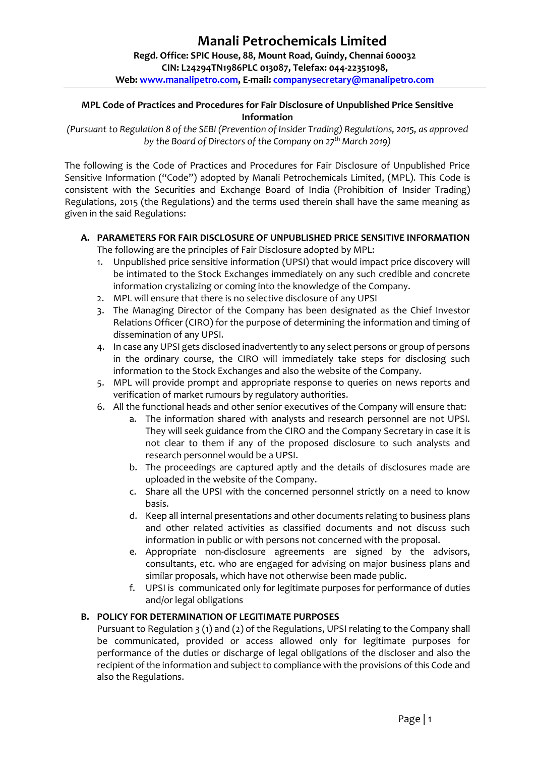# Manali Petrochemicals Limited

**Regd. Office: SPIC House, 88, Mount Road, Guindy, Chennai 600032**
**CIN: L24294TN1986PLC013087, Telefax: 044-22351098,**
**Web: www.manalipetro.com, E-mail: companysecretary@manalipetro.com**

## MPL Code of Practices and Procedures for Fair Disclosure of Unpublished Price Sensitive Information

*(Pursuant to Regulation 8 of the SEBI (Prevention of Insider Trading) Regulations, 2015, as approved by the Board of Directors of the Company on 27th March 2019)*

The following is the Code of Practices and Procedures for Fair Disclosure of Unpublished Price Sensitive Information ("Code") adopted by Manali Petrochemicals Limited, (MPL). This Code is consistent with the Securities and Exchange Board of India (Prohibition of Insider Trading) Regulations, 2015 (the Regulations) and the terms used therein shall have the same meaning as given in the said Regulations:

### A. PARAMETERS FOR FAIR DISCLOSURE OF UNPUBLISHED PRICE SENSITIVE INFORMATION

The following are the principles of Fair Disclosure adopted by MPL:

1. Unpublished price sensitive information (UPSI) that would impact price discovery will be intimated to the Stock Exchanges immediately on any such credible and concrete information crystalizing or coming into the knowledge of the Company.
2. MPL will ensure that there is no selective disclosure of any UPSI
3. The Managing Director of the Company has been designated as the Chief Investor Relations Officer (CIRO) for the purpose of determining the information and timing of dissemination of any UPSI.
4. In case any UPSI gets disclosed inadvertently to any select persons or group of persons in the ordinary course, the CIRO will immediately take steps for disclosing such information to the Stock Exchanges and also the website of the Company.
5. MPL will provide prompt and appropriate response to queries on news reports and verification of market rumours by regulatory authorities.
6. All the functional heads and other senior executives of the Company will ensure that:
   a. The information shared with analysts and research personnel are not UPSI. They will seek guidance from the CIRO and the Company Secretary in case it is not clear to them if any of the proposed disclosure to such analysts and research personnel would be a UPSI.
   b. The proceedings are captured aptly and the details of disclosures made are uploaded in the website of the Company.
   c. Share all the UPSI with the concerned personnel strictly on a need to know basis.
   d. Keep all internal presentations and other documents relating to business plans and other related activities as classified documents and not discuss such information in public or with persons not concerned with the proposal.
   e. Appropriate non-disclosure agreements are signed by the advisors, consultants, etc. who are engaged for advising on major business plans and similar proposals, which have not otherwise been made public.
   f. UPSI is communicated only for legitimate purposes for performance of duties and/or legal obligations

### B. POLICY FOR DETERMINATION OF LEGITIMATE PURPOSES

Pursuant to Regulation 3 (1) and (2) of the Regulations, UPSI relating to the Company shall be communicated, provided or access allowed only for legitimate purposes for performance of the duties or discharge of legal obligations of the discloser and also the recipient of the information and subject to compliance with the provisions of this Code and also the Regulations.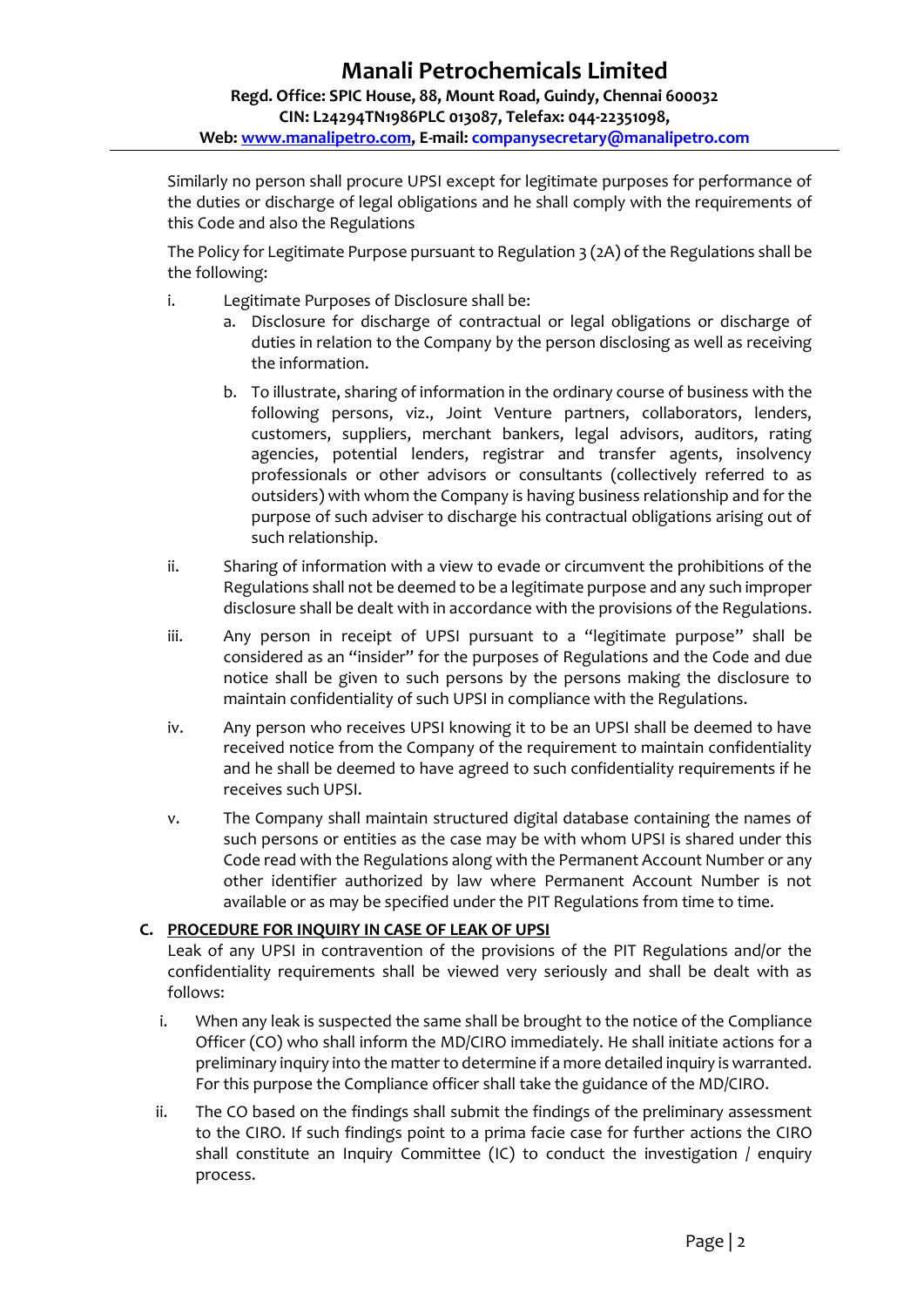Similarly no person shall procure UPSI except for legitimate purposes for performance of the duties or discharge of legal obligations and he shall comply with the requirements of this Code and also the Regulations

The Policy for Legitimate Purpose pursuant to Regulation 3 (2A) of the Regulations shall be the following:

i. Legitimate Purposes of Disclosure shall be:
   a. Disclosure for discharge of contractual or legal obligations or discharge of duties in relation to the Company by the person disclosing as well as receiving the information.
   b. To illustrate, sharing of information in the ordinary course of business with the following persons, viz., Joint Venture partners, collaborators, lenders, customers, suppliers, merchant bankers, legal advisors, auditors, rating agencies, potential lenders, registrar and transfer agents, insolvency professionals or other advisors or consultants (collectively referred to as outsiders) with whom the Company is having business relationship and for the purpose of such adviser to discharge his contractual obligations arising out of such relationship.

ii. Sharing of information with a view to evade or circumvent the prohibitions of the Regulations shall not be deemed to be a legitimate purpose and any such improper disclosure shall be dealt with in accordance with the provisions of the Regulations.

iii. Any person in receipt of UPSI pursuant to a "legitimate purpose" shall be considered as an "insider" for the purposes of Regulations and the Code and due notice shall be given to such persons by the persons making the disclosure to maintain confidentiality of such UPSI in compliance with the Regulations.

iv. Any person who receives UPSI knowing it to be an UPSI shall be deemed to have received notice from the Company of the requirement to maintain confidentiality and he shall be deemed to have agreed to such confidentiality requirements if he receives such UPSI.

v. The Company shall maintain structured digital database containing the names of such persons or entities as the case may be with whom UPSI is shared under this Code read with the Regulations along with the Permanent Account Number or any other identifier authorized by law where Permanent Account Number is not available or as may be specified under the PIT Regulations from time to time.

**C. <u>PROCEDURE FOR INQUIRY IN CASE OF LEAK OF UPSI</u>**

Leak of any UPSI in contravention of the provisions of the PIT Regulations and/or the confidentiality requirements shall be viewed very seriously and shall be dealt with as follows:

i. When any leak is suspected the same shall be brought to the notice of the Compliance Officer (CO) who shall inform the MD/CIRO immediately. He shall initiate actions for a preliminary inquiry into the matter to determine if a more detailed inquiry is warranted. For this purpose the Compliance officer shall take the guidance of the MD/CIRO.

ii. The CO based on the findings shall submit the findings of the preliminary assessment to the CIRO. If such findings point to a prima facie case for further actions the CIRO shall constitute an Inquiry Committee (IC) to conduct the investigation / enquiry process.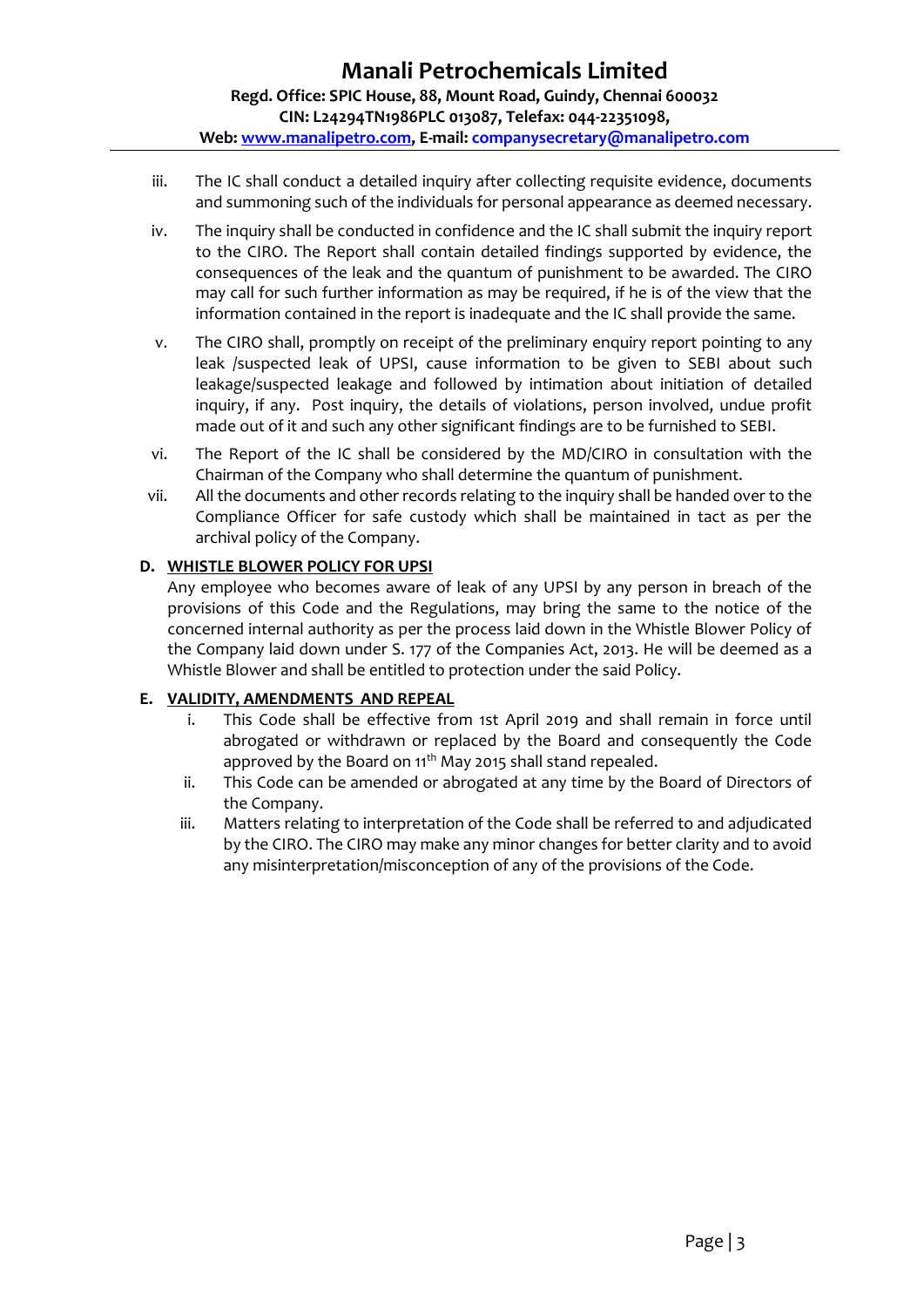iii. The IC shall conduct a detailed inquiry after collecting requisite evidence, documents and summoning such of the individuals for personal appearance as deemed necessary.

iv. The inquiry shall be conducted in confidence and the IC shall submit the inquiry report to the CIRO. The Report shall contain detailed findings supported by evidence, the consequences of the leak and the quantum of punishment to be awarded. The CIRO may call for such further information as may be required, if he is of the view that the information contained in the report is inadequate and the IC shall provide the same.

v. The CIRO shall, promptly on receipt of the preliminary enquiry report pointing to any leak /suspected leak of UPSI, cause information to be given to SEBI about such leakage/suspected leakage and followed by intimation about initiation of detailed inquiry, if any. Post inquiry, the details of violations, person involved, undue profit made out of it and such any other significant findings are to be furnished to SEBI.

vi. The Report of the IC shall be considered by the MD/CIRO in consultation with the Chairman of the Company who shall determine the quantum of punishment.

vii. All the documents and other records relating to the inquiry shall be handed over to the Compliance Officer for safe custody which shall be maintained in tact as per the archival policy of the Company.

**D. <u>WHISTLE BLOWER POLICY FOR UPSI</u>**

Any employee who becomes aware of leak of any UPSI by any person in breach of the provisions of this Code and the Regulations, may bring the same to the notice of the concerned internal authority as per the process laid down in the Whistle Blower Policy of the Company laid down under S. 177 of the Companies Act, 2013. He will be deemed as a Whistle Blower and shall be entitled to protection under the said Policy.

**E. <u>VALIDITY, AMENDMENTS AND REPEAL</u>**

i. This Code shall be effective from 1st April 2019 and shall remain in force until abrogated or withdrawn or replaced by the Board and consequently the Code approved by the Board on 11th May 2015 shall stand repealed.

ii. This Code can be amended or abrogated at any time by the Board of Directors of the Company.

iii. Matters relating to interpretation of the Code shall be referred to and adjudicated by the CIRO. The CIRO may make any minor changes for better clarity and to avoid any misinterpretation/misconception of any of the provisions of the Code.